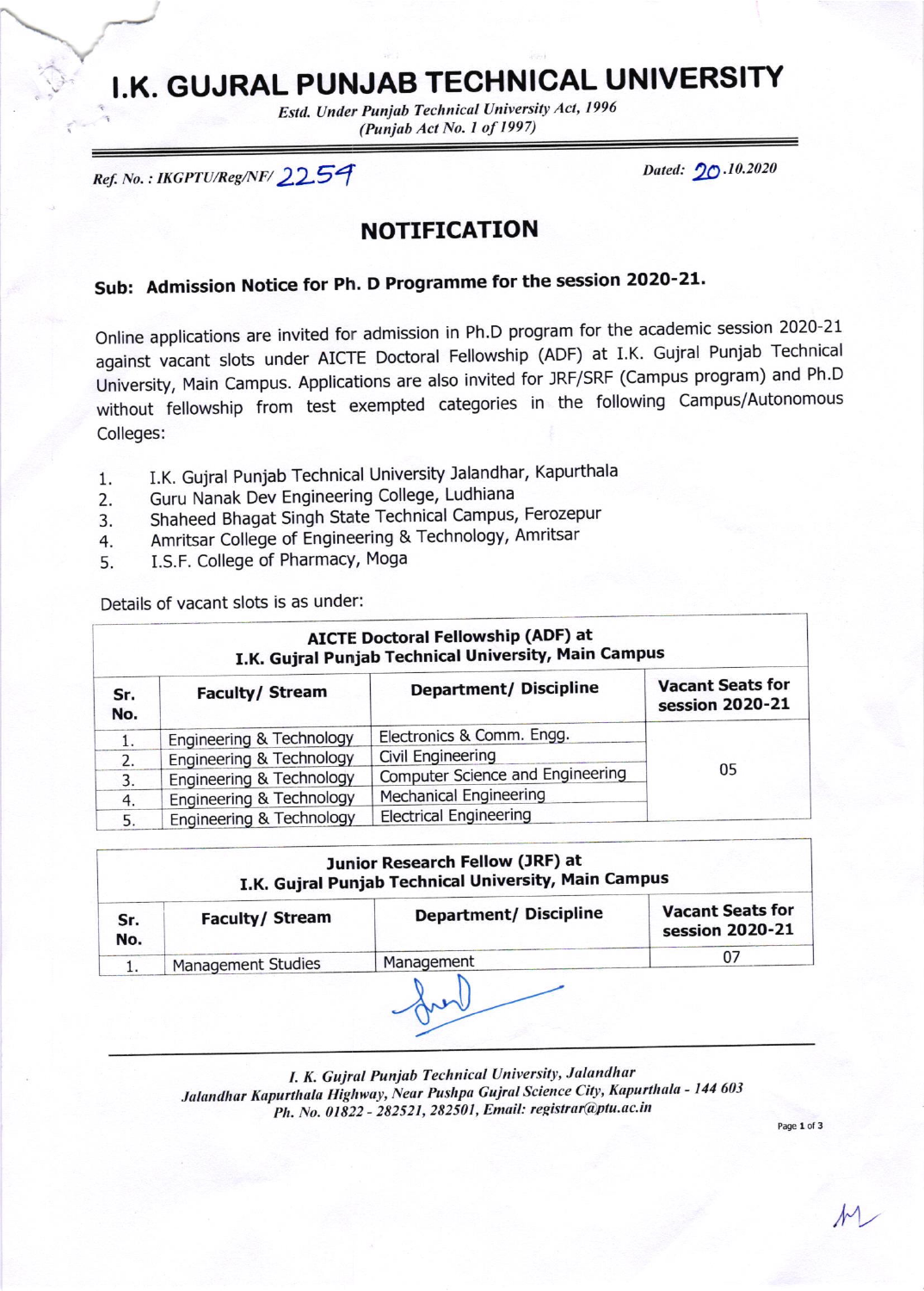# I.K. GUJRAL PUNJAB TECHNICAL UNIVERSITY

*Estd. Under Punjab Technical University Act, 1996*
*(Punjab Act No. 1 of 1997)*

*Ref. No. : IKGPTU/Reg/NF/* 2254 *Dated:* 20*.10.2020*

## NOTIFICATION

### Sub: Admission Notice for Ph. D Programme for the session 2020-21.

Online applications are invited for admission in Ph.D program for the academic session 2020-21 against vacant slots under AICTE Doctoral Fellowship (ADF) at I.K. Gujral Punjab Technical University, Main Campus. Applications are also invited for JRF/SRF (Campus program) and Ph.D without fellowship from test exempted categories in the following Campus/Autonomous Colleges:

1. I.K. Gujral Punjab Technical University Jalandhar, Kapurthala
2. Guru Nanak Dev Engineering College, Ludhiana
3. Shaheed Bhagat Singh State Technical Campus, Ferozepur
4. Amritsar College of Engineering & Technology, Amritsar
5. I.S.F. College of Pharmacy, Moga

Details of vacant slots is as under:

| AICTE Doctoral Fellowship (ADF) at I.K. Gujral Punjab Technical University, Main Campus | | | |
|---|---|---|---|
| **Sr. No.** | **Faculty/ Stream** | **Department/ Discipline** | **Vacant Seats for session 2020-21** |
| 1. | Engineering & Technology | Electronics & Comm. Engg. | 05 |
| 2. | Engineering & Technology | Civil Engineering | |
| 3. | Engineering & Technology | Computer Science and Engineering | |
| 4. | Engineering & Technology | Mechanical Engineering | |
| 5. | Engineering & Technology | Electrical Engineering | |

| Junior Research Fellow (JRF) at I.K. Gujral Punjab Technical University, Main Campus | | | |
|---|---|---|---|
| **Sr. No.** | **Faculty/ Stream** | **Department/ Discipline** | **Vacant Seats for session 2020-21** |
| 1. | Management Studies | Management | 07 |

*I. K. Gujral Punjab Technical University, Jalandhar*
*Jalandhar Kapurthala Highway, Near Pushpa Gujral Science City, Kapurthala - 144 603*
*Ph. No. 01822 - 282521, 282501, Email: registrar@ptu.ac.in*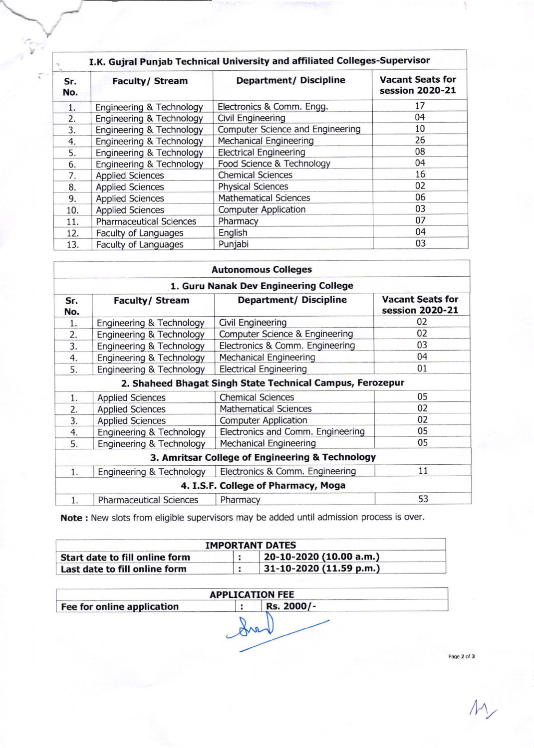| I.K. Gujral Punjab Technical University and affiliated Colleges-Supervisor | | | |
|---|---|---|---|
| **Sr. No.** | **Faculty/ Stream** | **Department/ Discipline** | **Vacant Seats for session 2020-21** |
| 1. | Engineering & Technology | Electronics & Comm. Engg. | 17 |
| 2. | Engineering & Technology | Civil Engineering | 04 |
| 3. | Engineering & Technology | Computer Science and Engineering | 10 |
| 4. | Engineering & Technology | Mechanical Engineering | 26 |
| 5. | Engineering & Technology | Electrical Engineering | 08 |
| 6. | Engineering & Technology | Food Science & Technology | 04 |
| 7. | Applied Sciences | Chemical Sciences | 16 |
| 8. | Applied Sciences | Physical Sciences | 02 |
| 9. | Applied Sciences | Mathematical Sciences | 06 |
| 10. | Applied Sciences | Computer Application | 03 |
| 11. | Pharmaceutical Sciences | Pharmacy | 07 |
| 12. | Faculty of Languages | English | 04 |
| 13. | Faculty of Languages | Punjabi | 03 |

| Autonomous Colleges | | | |
|---|---|---|---|
| **1. Guru Nanak Dev Engineering College** | | | |
| **Sr. No.** | **Faculty/ Stream** | **Department/ Discipline** | **Vacant Seats for session 2020-21** |
| 1. | Engineering & Technology | Civil Engineering | 02 |
| 2. | Engineering & Technology | Computer Science & Engineering | 02 |
| 3. | Engineering & Technology | Electronics & Comm. Engineering | 03 |
| 4. | Engineering & Technology | Mechanical Engineering | 04 |
| 5. | Engineering & Technology | Electrical Engineering | 01 |
| **2. Shaheed Bhagat Singh State Technical Campus, Ferozepur** | | | |
| 1. | Applied Sciences | Chemical Sciences | 05 |
| 2. | Applied Sciences | Mathematical Sciences | 02 |
| 3. | Applied Sciences | Computer Application | 02 |
| 4. | Engineering & Technology | Electronics and Comm. Engineering | 05 |
| 5. | Engineering & Technology | Mechanical Engineering | 05 |
| **3. Amritsar College of Engineering & Technology** | | | |
| 1. | Engineering & Technology | Electronics & Comm. Engineering | 11 |
| **4. I.S.F. College of Pharmacy, Moga** | | | |
| 1. | Pharmaceutical Sciences | Pharmacy | 53 |

**Note :** New slots from eligible supervisors may be added until admission process is over.

| IMPORTANT DATES | | |
|---|---|---|
| **Start date to fill online form** | : | **20-10-2020 (10.00 a.m.)** |
| **Last date to fill online form** | : | **31-10-2020 (11.59 p.m.)** |

| APPLICATION FEE | | |
|---|---|---|
| **Fee for online application** | : | **Rs. 2000/-** |